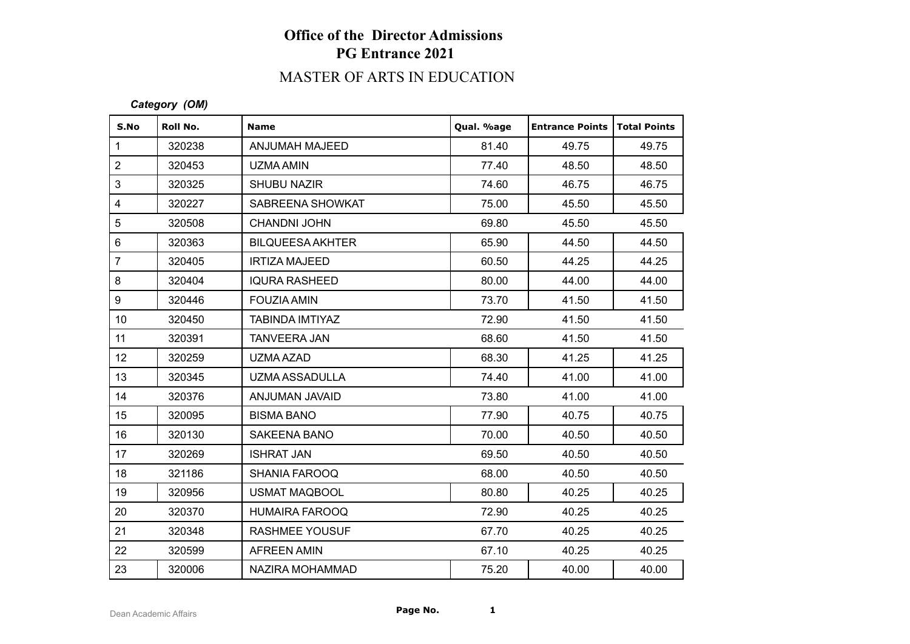# Office of the Director Admissions
## PG Entrance 2021

## MASTER OF ARTS IN EDUCATION

***Category (OM)***

| S.No | Roll No. | Name | Qual. %age | Entrance Points | Total Points |
|---|---|---|---|---|---|
| 1 | 320238 | ANJUMAH MAJEED | 81.40 | 49.75 | 49.75 |
| 2 | 320453 | UZMA AMIN | 77.40 | 48.50 | 48.50 |
| 3 | 320325 | SHUBU NAZIR | 74.60 | 46.75 | 46.75 |
| 4 | 320227 | SABREENA SHOWKAT | 75.00 | 45.50 | 45.50 |
| 5 | 320508 | CHANDNI JOHN | 69.80 | 45.50 | 45.50 |
| 6 | 320363 | BILQUEESA AKHTER | 65.90 | 44.50 | 44.50 |
| 7 | 320405 | IRTIZA MAJEED | 60.50 | 44.25 | 44.25 |
| 8 | 320404 | IQURA RASHEED | 80.00 | 44.00 | 44.00 |
| 9 | 320446 | FOUZIA AMIN | 73.70 | 41.50 | 41.50 |
| 10 | 320450 | TABINDA IMTIYAZ | 72.90 | 41.50 | 41.50 |
| 11 | 320391 | TANVEERA JAN | 68.60 | 41.50 | 41.50 |
| 12 | 320259 | UZMA AZAD | 68.30 | 41.25 | 41.25 |
| 13 | 320345 | UZMA ASSADULLA | 74.40 | 41.00 | 41.00 |
| 14 | 320376 | ANJUMAN JAVAID | 73.80 | 41.00 | 41.00 |
| 15 | 320095 | BISMA BANO | 77.90 | 40.75 | 40.75 |
| 16 | 320130 | SAKEENA BANO | 70.00 | 40.50 | 40.50 |
| 17 | 320269 | ISHRAT JAN | 69.50 | 40.50 | 40.50 |
| 18 | 321186 | SHANIA FAROOQ | 68.00 | 40.50 | 40.50 |
| 19 | 320956 | USMAT MAQBOOL | 80.80 | 40.25 | 40.25 |
| 20 | 320370 | HUMAIRA FAROOQ | 72.90 | 40.25 | 40.25 |
| 21 | 320348 | RASHMEE YOUSUF | 67.70 | 40.25 | 40.25 |
| 22 | 320599 | AFREEN AMIN | 67.10 | 40.25 | 40.25 |
| 23 | 320006 | NAZIRA MOHAMMAD | 75.20 | 40.00 | 40.00 |

Dean Academic Affairs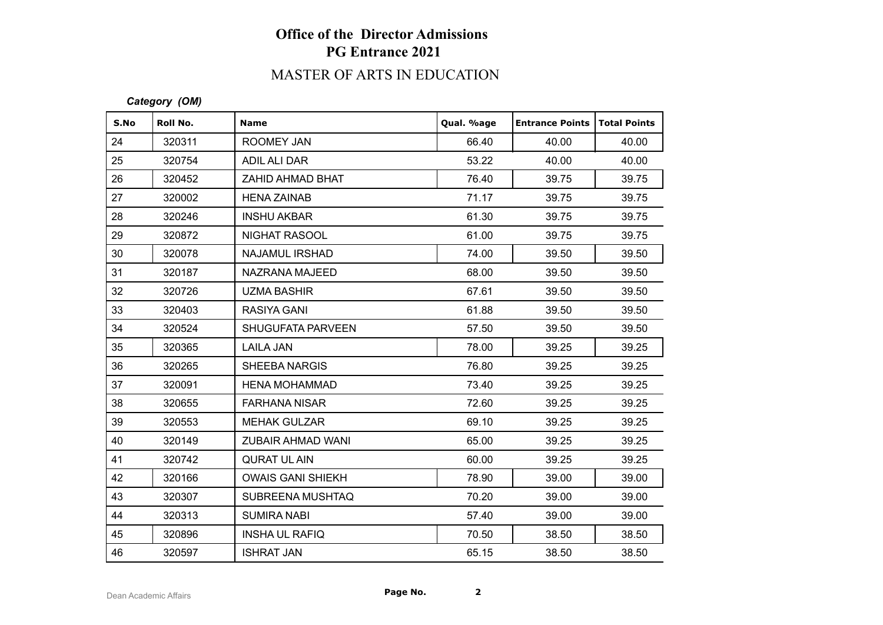# Office of the Director Admissions
## PG Entrance 2021
## MASTER OF ARTS IN EDUCATION

***Category (OM)***

| S.No | Roll No. | Name | Qual. %age | Entrance Points | Total Points |
|---|---|---|---|---|---|
| 24 | 320311 | ROOMEY JAN | 66.40 | 40.00 | 40.00 |
| 25 | 320754 | ADIL ALI DAR | 53.22 | 40.00 | 40.00 |
| 26 | 320452 | ZAHID AHMAD BHAT | 76.40 | 39.75 | 39.75 |
| 27 | 320002 | HENA ZAINAB | 71.17 | 39.75 | 39.75 |
| 28 | 320246 | INSHU AKBAR | 61.30 | 39.75 | 39.75 |
| 29 | 320872 | NIGHAT RASOOL | 61.00 | 39.75 | 39.75 |
| 30 | 320078 | NAJAMUL IRSHAD | 74.00 | 39.50 | 39.50 |
| 31 | 320187 | NAZRANA MAJEED | 68.00 | 39.50 | 39.50 |
| 32 | 320726 | UZMA BASHIR | 67.61 | 39.50 | 39.50 |
| 33 | 320403 | RASIYA GANI | 61.88 | 39.50 | 39.50 |
| 34 | 320524 | SHUGUFATA PARVEEN | 57.50 | 39.50 | 39.50 |
| 35 | 320365 | LAILA JAN | 78.00 | 39.25 | 39.25 |
| 36 | 320265 | SHEEBA NARGIS | 76.80 | 39.25 | 39.25 |
| 37 | 320091 | HENA MOHAMMAD | 73.40 | 39.25 | 39.25 |
| 38 | 320655 | FARHANA NISAR | 72.60 | 39.25 | 39.25 |
| 39 | 320553 | MEHAK GULZAR | 69.10 | 39.25 | 39.25 |
| 40 | 320149 | ZUBAIR AHMAD WANI | 65.00 | 39.25 | 39.25 |
| 41 | 320742 | QURAT UL AIN | 60.00 | 39.25 | 39.25 |
| 42 | 320166 | OWAIS GANI SHIEKH | 78.90 | 39.00 | 39.00 |
| 43 | 320307 | SUBREENA MUSHTAQ | 70.20 | 39.00 | 39.00 |
| 44 | 320313 | SUMIRA NABI | 57.40 | 39.00 | 39.00 |
| 45 | 320896 | INSHA UL RAFIQ | 70.50 | 38.50 | 38.50 |
| 46 | 320597 | ISHRAT JAN | 65.15 | 38.50 | 38.50 |

Dean Academic Affairs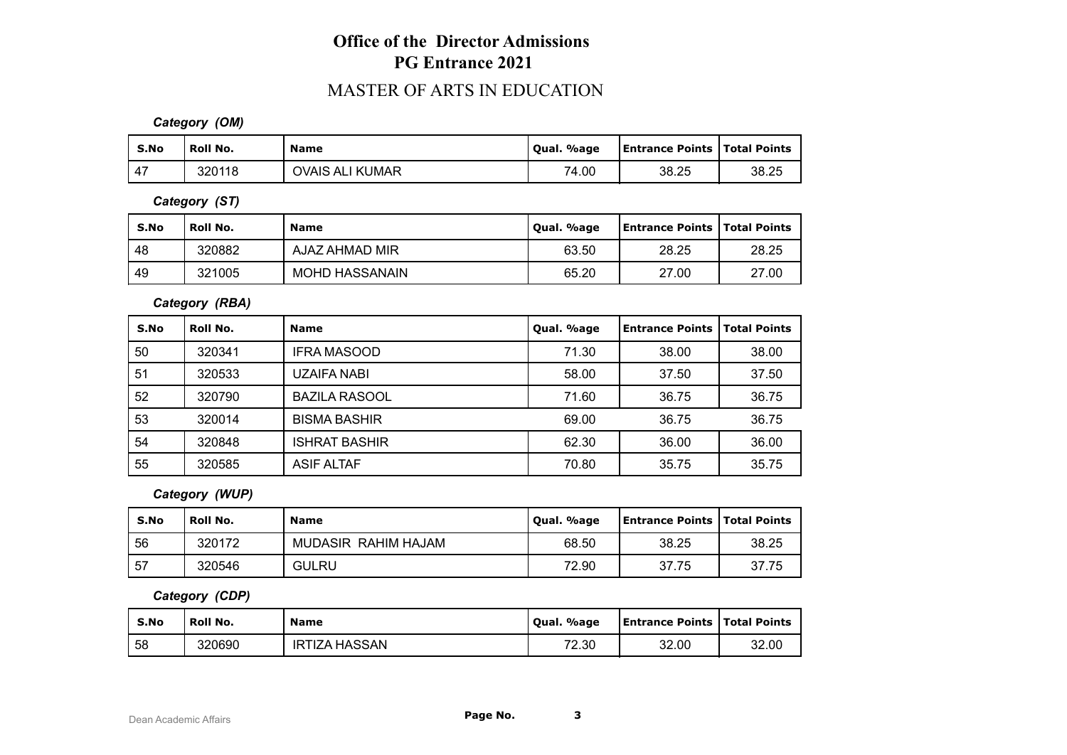# Office of the Director Admissions
## PG Entrance 2021
## MASTER OF ARTS IN EDUCATION

***Category (OM)***

| S.No | Roll No. | Name | Qual. %age | Entrance Points | Total Points |
|---|---|---|---|---|---|
| 47 | 320118 | OVAIS ALI KUMAR | 74.00 | 38.25 | 38.25 |

***Category (ST)***

| S.No | Roll No. | Name | Qual. %age | Entrance Points | Total Points |
|---|---|---|---|---|---|
| 48 | 320882 | AJAZ AHMAD MIR | 63.50 | 28.25 | 28.25 |
| 49 | 321005 | MOHD HASSANAIN | 65.20 | 27.00 | 27.00 |

***Category (RBA)***

| S.No | Roll No. | Name | Qual. %age | Entrance Points | Total Points |
|---|---|---|---|---|---|
| 50 | 320341 | IFRA MASOOD | 71.30 | 38.00 | 38.00 |
| 51 | 320533 | UZAIFA NABI | 58.00 | 37.50 | 37.50 |
| 52 | 320790 | BAZILA RASOOL | 71.60 | 36.75 | 36.75 |
| 53 | 320014 | BISMA BASHIR | 69.00 | 36.75 | 36.75 |
| 54 | 320848 | ISHRAT BASHIR | 62.30 | 36.00 | 36.00 |
| 55 | 320585 | ASIF ALTAF | 70.80 | 35.75 | 35.75 |

***Category (WUP)***

| S.No | Roll No. | Name | Qual. %age | Entrance Points | Total Points |
|---|---|---|---|---|---|
| 56 | 320172 | MUDASIR RAHIM HAJAM | 68.50 | 38.25 | 38.25 |
| 57 | 320546 | GULRU | 72.90 | 37.75 | 37.75 |

***Category (CDP)***

| S.No | Roll No. | Name | Qual. %age | Entrance Points | Total Points |
|---|---|---|---|---|---|
| 58 | 320690 | IRTIZA HASSAN | 72.30 | 32.00 | 32.00 |

Dean Academic Affairs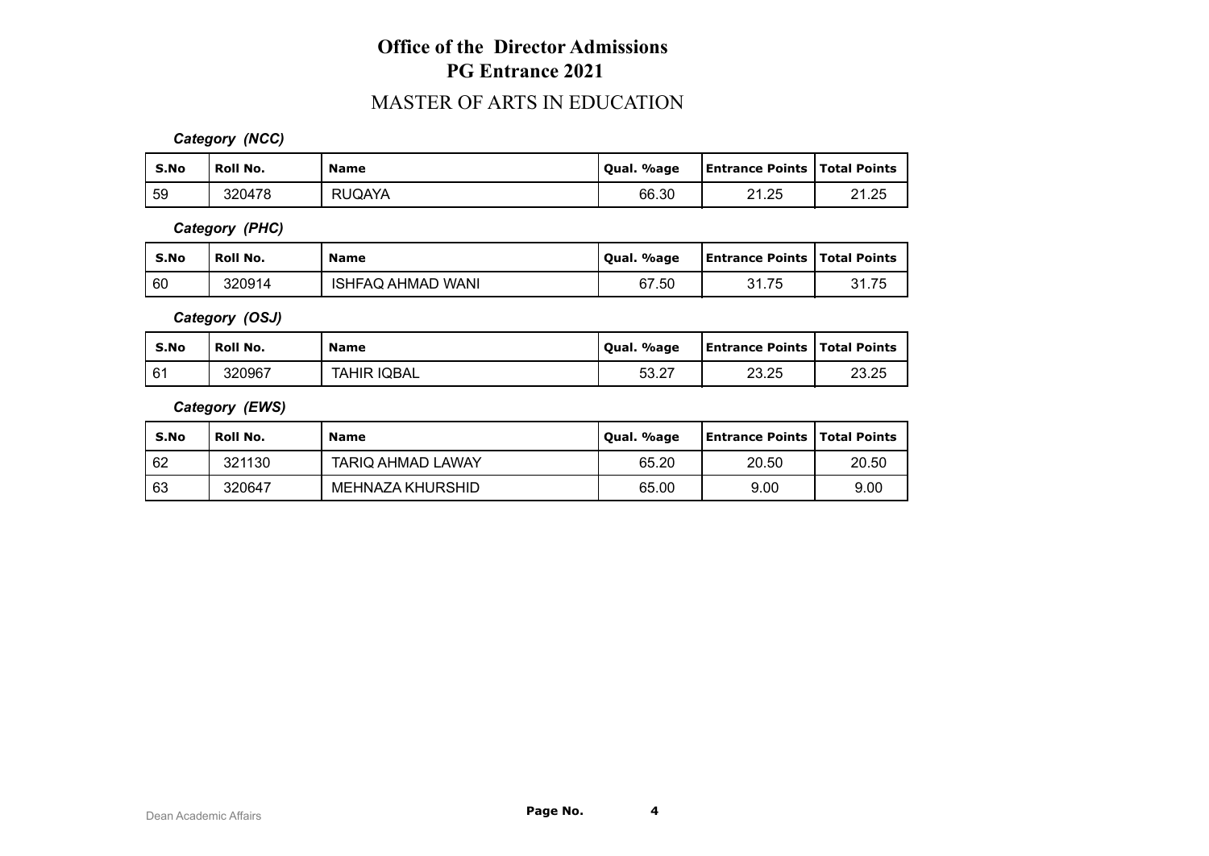# Office of the Director Admissions
# PG Entrance 2021

## MASTER OF ARTS IN EDUCATION

*Category (NCC)*

| S.No | Roll No. | Name | Qual. %age | Entrance Points | Total Points |
|---|---|---|---|---|---|
| 59 | 320478 | RUQAYA | 66.30 | 21.25 | 21.25 |

*Category (PHC)*

| S.No | Roll No. | Name | Qual. %age | Entrance Points | Total Points |
|---|---|---|---|---|---|
| 60 | 320914 | ISHFAQ AHMAD WANI | 67.50 | 31.75 | 31.75 |

*Category (OSJ)*

| S.No | Roll No. | Name | Qual. %age | Entrance Points | Total Points |
|---|---|---|---|---|---|
| 61 | 320967 | TAHIR IQBAL | 53.27 | 23.25 | 23.25 |

*Category (EWS)*

| S.No | Roll No. | Name | Qual. %age | Entrance Points | Total Points |
|---|---|---|---|---|---|
| 62 | 321130 | TARIQ AHMAD LAWAY | 65.20 | 20.50 | 20.50 |
| 63 | 320647 | MEHNAZA KHURSHID | 65.00 | 9.00 | 9.00 |

Dean Academic Affairs